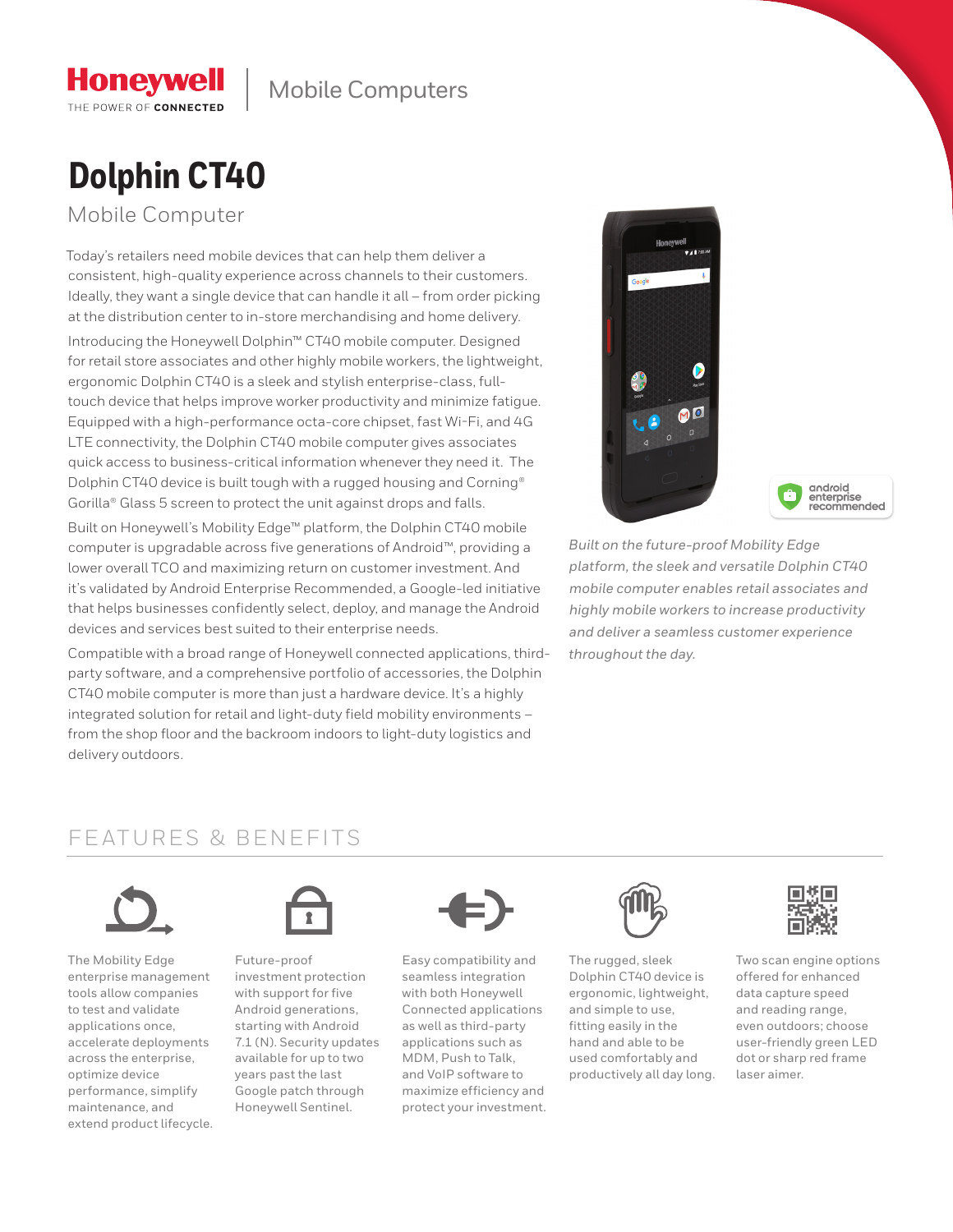Honeywell
THE POWER OF **CONNECTED**

Mobile Computers

# Dolphin CT40

## Mobile Computer

Today's retailers need mobile devices that can help them deliver a consistent, high-quality experience across channels to their customers. Ideally, they want a single device that can handle it all – from order picking at the distribution center to in-store merchandising and home delivery.

Introducing the Honeywell Dolphin™ CT40 mobile computer. Designed for retail store associates and other highly mobile workers, the lightweight, ergonomic Dolphin CT40 is a sleek and stylish enterprise-class, full-touch device that helps improve worker productivity and minimize fatigue. Equipped with a high-performance octa-core chipset, fast Wi-Fi, and 4G LTE connectivity, the Dolphin CT40 mobile computer gives associates quick access to business-critical information whenever they need it. The Dolphin CT40 device is built tough with a rugged housing and Corning® Gorilla® Glass 5 screen to protect the unit against drops and falls.

Built on Honeywell's Mobility Edge™ platform, the Dolphin CT40 mobile computer is upgradable across five generations of Android™, providing a lower overall TCO and maximizing return on customer investment. And it's validated by Android Enterprise Recommended, a Google-led initiative that helps businesses confidently select, deploy, and manage the Android devices and services best suited to their enterprise needs.

Compatible with a broad range of Honeywell connected applications, third-party software, and a comprehensive portfolio of accessories, the Dolphin CT40 mobile computer is more than just a hardware device. It's a highly integrated solution for retail and light-duty field mobility environments – from the shop floor and the backroom indoors to light-duty logistics and delivery outdoors.

android enterprise recommended

*Built on the future-proof Mobility Edge platform, the sleek and versatile Dolphin CT40 mobile computer enables retail associates and highly mobile workers to increase productivity and deliver a seamless customer experience throughout the day.*

## FEATURES & BENEFITS

- The Mobility Edge enterprise management tools allow companies to test and validate applications once, accelerate deployments across the enterprise, optimize device performance, simplify maintenance, and extend product lifecycle.
- Future-proof investment protection with support for five Android generations, starting with Android 7.1 (N). Security updates available for up to two years past the last Google patch through Honeywell Sentinel.
- Easy compatibility and seamless integration with both Honeywell Connected applications as well as third-party applications such as MDM, Push to Talk, and VoIP software to maximize efficiency and protect your investment.
- The rugged, sleek Dolphin CT40 device is ergonomic, lightweight, and simple to use, fitting easily in the hand and able to be used comfortably and productively all day long.
- Two scan engine options offered for enhanced data capture speed and reading range, even outdoors; choose user-friendly green LED dot or sharp red frame laser aimer.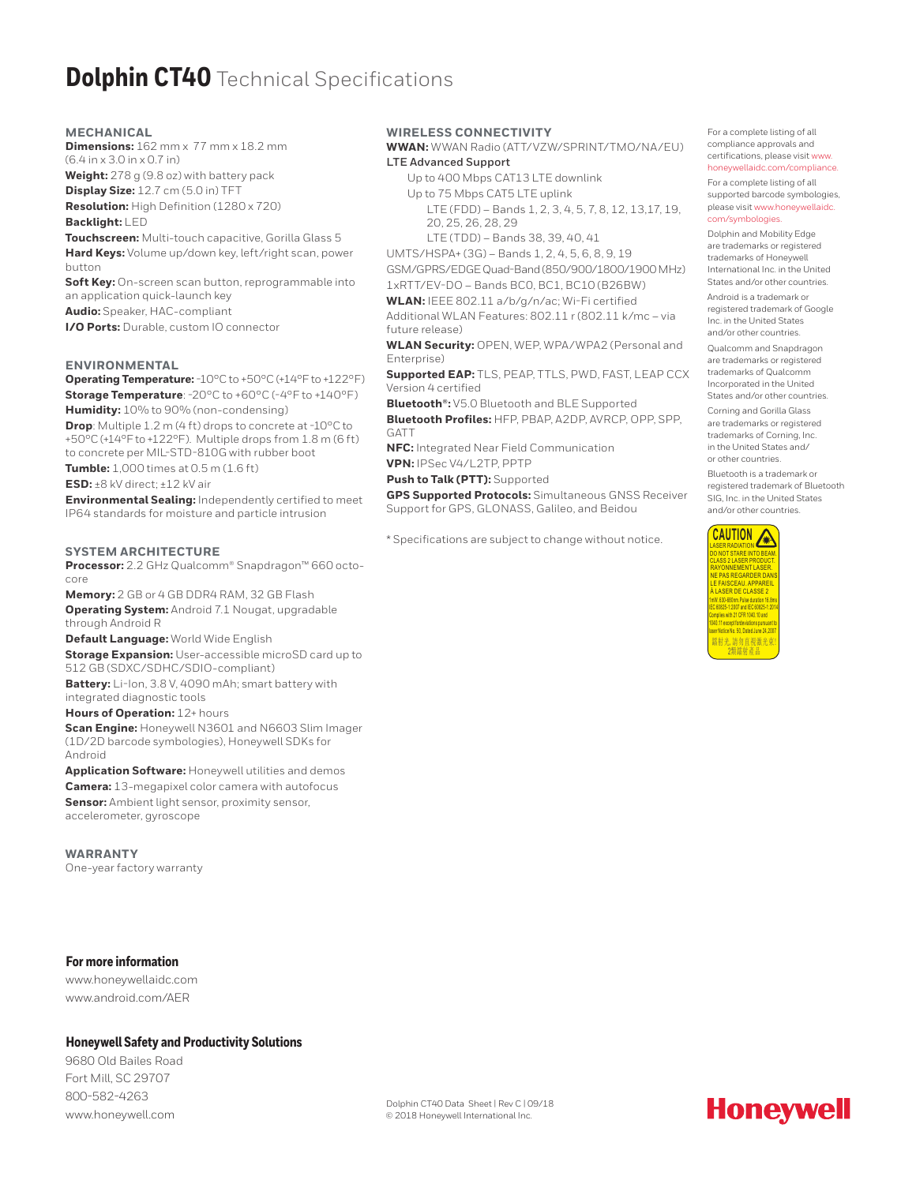# **Dolphin CT40** Technical Specifications

### MECHANICAL

**Dimensions:** 162 mm x 77 mm x 18.2 mm (6.4 in x 3.0 in x 0.7 in)

**Weight:** 278 g (9.8 oz) with battery pack

**Display Size:** 12.7 cm (5.0 in) TFT

**Resolution:** High Definition (1280 x 720)

**Backlight:** LED

**Touchscreen:** Multi-touch capacitive, Gorilla Glass 5

**Hard Keys:** Volume up/down key, left/right scan, power button

**Soft Key:** On-screen scan button, reprogrammable into an application quick-launch key

**Audio:** Speaker, HAC-compliant

**I/O Ports:** Durable, custom IO connector

### ENVIRONMENTAL

**Operating Temperature:** -10°C to +50°C (+14°F to +122°F)

**Storage Temperature**: -20°C to +60°C (-4°F to +140°F)

**Humidity:** 10% to 90% (non-condensing)

**Drop**: Multiple 1.2 m (4 ft) drops to concrete at -10°C to +50°C (+14°F to +122°F). Multiple drops from 1.8 m (6 ft) to concrete per MIL-STD-810G with rubber boot

**Tumble:** 1,000 times at 0.5 m (1.6 ft)

**ESD:** ±8 kV direct; ±12 kV air

**Environmental Sealing:** Independently certified to meet IP64 standards for moisture and particle intrusion

### SYSTEM ARCHITECTURE

**Processor:** 2.2 GHz Qualcomm® Snapdragon™ 660 octo-core

**Memory:** 2 GB or 4 GB DDR4 RAM, 32 GB Flash

**Operating System:** Android 7.1 Nougat, upgradable through Android R

**Default Language:** World Wide English

**Storage Expansion:** User-accessible microSD card up to 512 GB (SDXC/SDHC/SDIO-compliant)

**Battery:** Li-Ion, 3.8 V, 4090 mAh; smart battery with integrated diagnostic tools

**Hours of Operation:** 12+ hours

**Scan Engine:** Honeywell N3601 and N6603 Slim Imager (1D/2D barcode symbologies), Honeywell SDKs for Android

**Application Software:** Honeywell utilities and demos

**Camera:** 13-megapixel color camera with autofocus

**Sensor:** Ambient light sensor, proximity sensor, accelerometer, gyroscope

### WARRANTY

One-year factory warranty

### WIRELESS CONNECTIVITY

**WWAN:** WWAN Radio (ATT/VZW/SPRINT/TMO/NA/EU)

**LTE Advanced Support**

- Up to 400 Mbps CAT13 LTE downlink
- Up to 75 Mbps CAT5 LTE uplink
  - LTE (FDD) – Bands 1, 2, 3, 4, 5, 7, 8, 12, 13,17, 19, 20, 25, 26, 28, 29
  - LTE (TDD) – Bands 38, 39, 40, 41

UMTS/HSPA+ (3G) – Bands 1, 2, 4, 5, 6, 8, 9, 19

GSM/GPRS/EDGE Quad-Band (850/900/1800/1900 MHz)

1xRTT/EV-DO – Bands BC0, BC1, BC10 (B26BW)

**WLAN:** IEEE 802.11 a/b/g/n/ac; Wi-Fi certified

Additional WLAN Features: 802.11 r (802.11 k/mc – via future release)

**WLAN Security:** OPEN, WEP, WPA/WPA2 (Personal and Enterprise)

**Supported EAP:** TLS, PEAP, TTLS, PWD, FAST, LEAP CCX Version 4 certified

**Bluetooth®:** V5.0 Bluetooth and BLE Supported

**Bluetooth Profiles:** HFP, PBAP, A2DP, AVRCP, OPP, SPP, GATT

**NFC:** Integrated Near Field Communication

**VPN:** IPSec V4/L2TP, PPTP

**Push to Talk (PTT):** Supported

**GPS Supported Protocols:** Simultaneous GNSS Receiver Support for GPS, GLONASS, Galileo, and Beidou

* Specifications are subject to change without notice.

For a complete listing of all compliance approvals and certifications, please visit www.honeywellaidc.com/compliance.

For a complete listing of all supported barcode symbologies, please visit www.honeywellaidc.com/symbologies.

Dolphin and Mobility Edge are trademarks or registered trademarks of Honeywell International Inc. in the United States and/or other countries.

Android is a trademark or registered trademark of Google Inc. in the United States and/or other countries.

Qualcomm and Snapdragon are trademarks or registered trademarks of Qualcomm Incorporated in the United States and/or other countries.

Corning and Gorilla Glass are trademarks or registered trademarks of Corning, Inc. in the United States and/ or other countries.

Bluetooth is a trademark or registered trademark of Bluetooth SIG, Inc. in the United States and/or other countries.

CAUTION
LASER RADIATION
DO NOT STARE INTO BEAM.
CLASS 2 LASER PRODUCT.
RAYONNEMENT LASER, NE PAS REGARDER DANS LE FAISCEAU. APPAREIL À LASER DE CLASSE 2
1mW, 630-680nm, Pulse duration 16.8ms
IEC 60825-1:2007 and IEC 60825-1:2014
Complies with 21 CFR 1040.10 and 1040.11 except for deviations pursuant to laser Notice No. 50, Dated June 24, 2007
雷射光,請勿直視雷射光束!
2類雷射產品

### For more information

www.honeywellaidc.com

www.android.com/AER

### Honeywell Safety and Productivity Solutions

9680 Old Bailes Road
Fort Mill, SC 29707
800-582-4263
www.honeywell.com

Dolphin CT40 Data Sheet | Rev C | 09/18
© 2018 Honeywell International Inc.

Honeywell